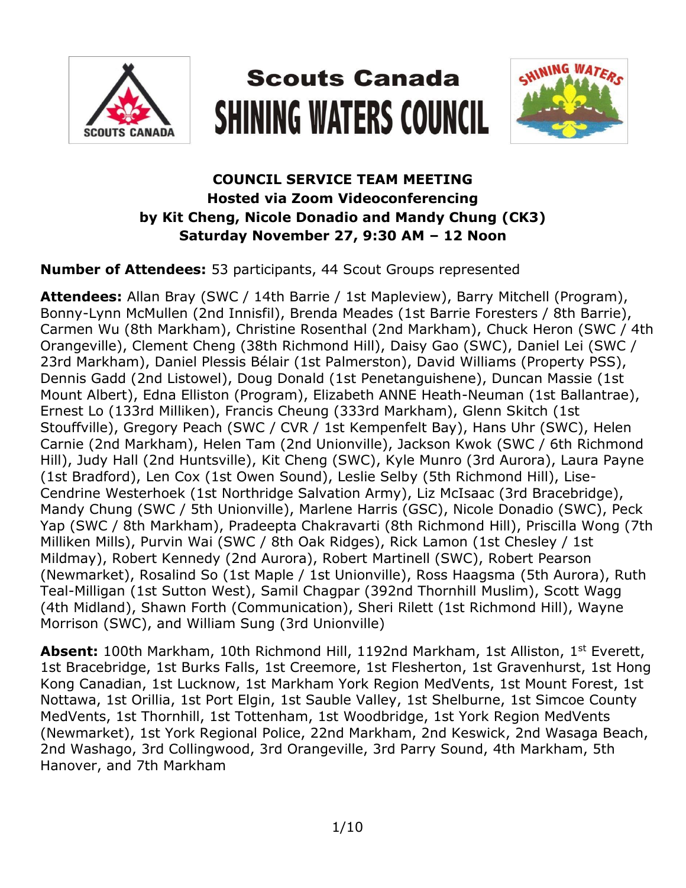# Scouts Canada
# SHINING WATERS COUNCIL

**COUNCIL SERVICE TEAM MEETING**
**Hosted via Zoom Videoconferencing**
**by Kit Cheng, Nicole Donadio and Mandy Chung (CK3)**
**Saturday November 27, 9:30 AM – 12 Noon**

**Number of Attendees:** 53 participants, 44 Scout Groups represented

**Attendees:** Allan Bray (SWC / 14th Barrie / 1st Mapleview), Barry Mitchell (Program), Bonny-Lynn McMullen (2nd Innisfil), Brenda Meades (1st Barrie Foresters / 8th Barrie), Carmen Wu (8th Markham), Christine Rosenthal (2nd Markham), Chuck Heron (SWC / 4th Orangeville), Clement Cheng (38th Richmond Hill), Daisy Gao (SWC), Daniel Lei (SWC / 23rd Markham), Daniel Plessis Bélair (1st Palmerston), David Williams (Property PSS), Dennis Gadd (2nd Listowel), Doug Donald (1st Penetanguishene), Duncan Massie (1st Mount Albert), Edna Elliston (Program), Elizabeth ANNE Heath-Neuman (1st Ballantrae), Ernest Lo (133rd Milliken), Francis Cheung (333rd Markham), Glenn Skitch (1st Stouffville), Gregory Peach (SWC / CVR / 1st Kempenfelt Bay), Hans Uhr (SWC), Helen Carnie (2nd Markham), Helen Tam (2nd Unionville), Jackson Kwok (SWC / 6th Richmond Hill), Judy Hall (2nd Huntsville), Kit Cheng (SWC), Kyle Munro (3rd Aurora), Laura Payne (1st Bradford), Len Cox (1st Owen Sound), Leslie Selby (5th Richmond Hill), Lise-Cendrine Westerhoek (1st Northridge Salvation Army), Liz McIsaac (3rd Bracebridge), Mandy Chung (SWC / 5th Unionville), Marlene Harris (GSC), Nicole Donadio (SWC), Peck Yap (SWC / 8th Markham), Pradeepta Chakravarti (8th Richmond Hill), Priscilla Wong (7th Milliken Mills), Purvin Wai (SWC / 8th Oak Ridges), Rick Lamon (1st Chesley / 1st Mildmay), Robert Kennedy (2nd Aurora), Robert Martinell (SWC), Robert Pearson (Newmarket), Rosalind So (1st Maple / 1st Unionville), Ross Haagsma (5th Aurora), Ruth Teal-Milligan (1st Sutton West), Samil Chagpar (392nd Thornhill Muslim), Scott Wagg (4th Midland), Shawn Forth (Communication), Sheri Rilett (1st Richmond Hill), Wayne Morrison (SWC), and William Sung (3rd Unionville)

**Absent:** 100th Markham, 10th Richmond Hill, 1192nd Markham, 1st Alliston, 1st Everett, 1st Bracebridge, 1st Burks Falls, 1st Creemore, 1st Flesherton, 1st Gravenhurst, 1st Hong Kong Canadian, 1st Lucknow, 1st Markham York Region MedVents, 1st Mount Forest, 1st Nottawa, 1st Orillia, 1st Port Elgin, 1st Sauble Valley, 1st Shelburne, 1st Simcoe County MedVents, 1st Thornhill, 1st Tottenham, 1st Woodbridge, 1st York Region MedVents (Newmarket), 1st York Regional Police, 22nd Markham, 2nd Keswick, 2nd Wasaga Beach, 2nd Washago, 3rd Collingwood, 3rd Orangeville, 3rd Parry Sound, 4th Markham, 5th Hanover, and 7th Markham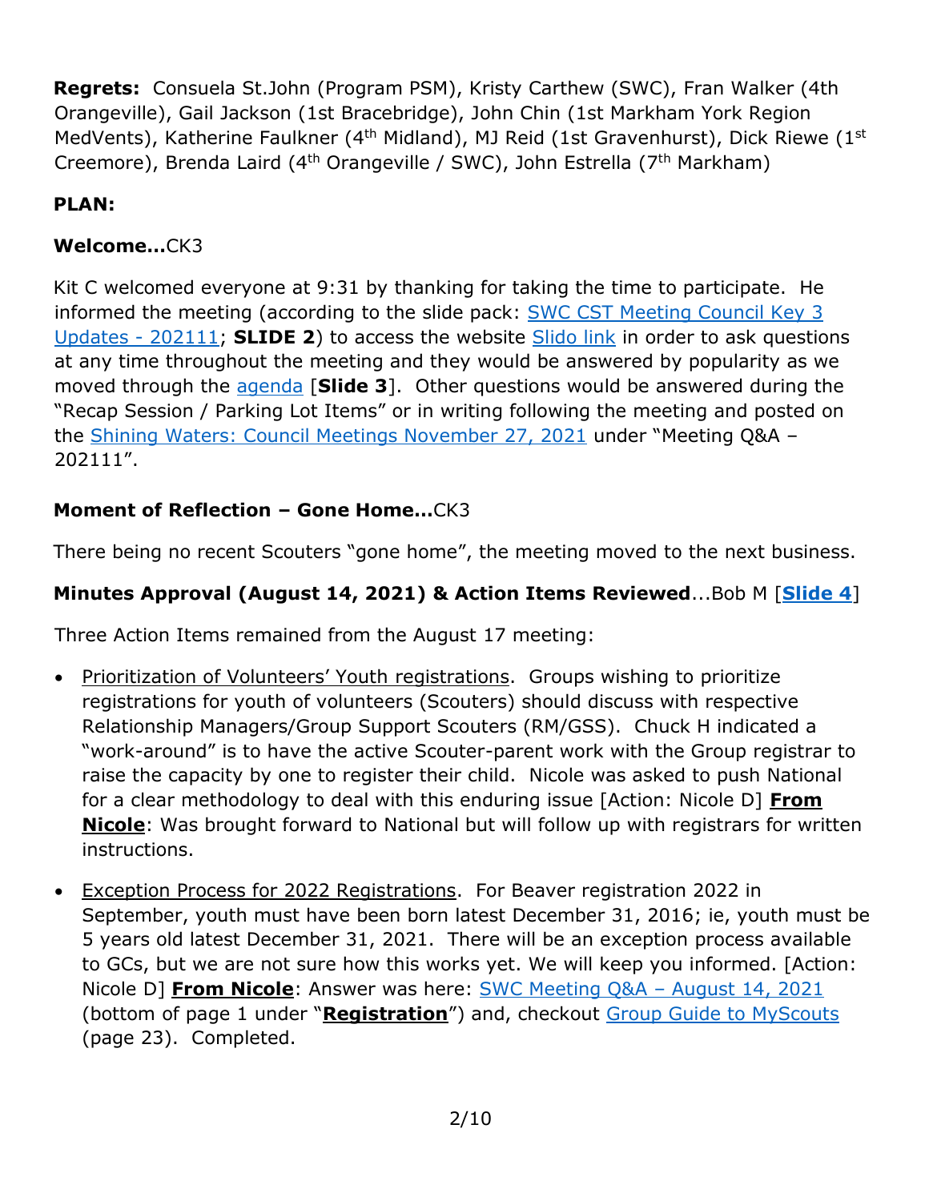**Regrets:** Consuela St.John (Program PSM), Kristy Carthew (SWC), Fran Walker (4th Orangeville), Gail Jackson (1st Bracebridge), John Chin (1st Markham York Region MedVents), Katherine Faulkner (4th Midland), MJ Reid (1st Gravenhurst), Dick Riewe (1st Creemore), Brenda Laird (4th Orangeville / SWC), John Estrella (7th Markham)

**PLAN:**

**Welcome…**CK3

Kit C welcomed everyone at 9:31 by thanking for taking the time to participate. He informed the meeting (according to the slide pack: SWC CST Meeting Council Key 3 Updates - 202111; **SLIDE 2**) to access the website Slido link in order to ask questions at any time throughout the meeting and they would be answered by popularity as we moved through the agenda [**Slide 3**]. Other questions would be answered during the "Recap Session / Parking Lot Items" or in writing following the meeting and posted on the Shining Waters: Council Meetings November 27, 2021 under "Meeting Q&A – 202111".

**Moment of Reflection – Gone Home…**CK3

There being no recent Scouters "gone home", the meeting moved to the next business.

**Minutes Approval (August 14, 2021) & Action Items Reviewed**…Bob M [**Slide 4**]

Three Action Items remained from the August 17 meeting:

- Prioritization of Volunteers' Youth registrations. Groups wishing to prioritize registrations for youth of volunteers (Scouters) should discuss with respective Relationship Managers/Group Support Scouters (RM/GSS). Chuck H indicated a "work-around" is to have the active Scouter-parent work with the Group registrar to raise the capacity by one to register their child. Nicole was asked to push National for a clear methodology to deal with this enduring issue [Action: Nicole D] **From Nicole**: Was brought forward to National but will follow up with registrars for written instructions.

- Exception Process for 2022 Registrations. For Beaver registration 2022 in September, youth must have been born latest December 31, 2016; ie, youth must be 5 years old latest December 31, 2021. There will be an exception process available to GCs, but we are not sure how this works yet. We will keep you informed. [Action: Nicole D] **From Nicole**: Answer was here: SWC Meeting Q&A – August 14, 2021 (bottom of page 1 under "**Registration**") and, checkout Group Guide to MyScouts (page 23). Completed.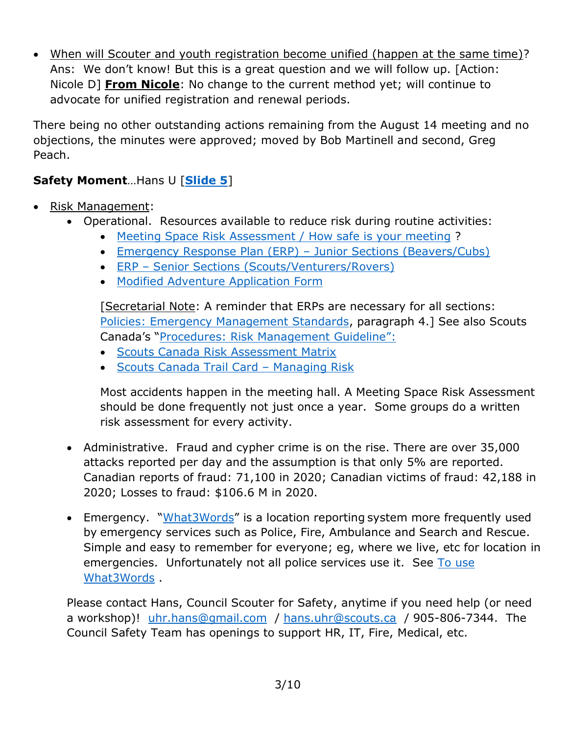- When will Scouter and youth registration become unified (happen at the same time)? Ans: We don't know! But this is a great question and we will follow up. [Action: Nicole D] **From Nicole**: No change to the current method yet; will continue to advocate for unified registration and renewal periods.

There being no other outstanding actions remaining from the August 14 meeting and no objections, the minutes were approved; moved by Bob Martinell and second, Greg Peach.

**Safety Moment**…Hans U [**Slide 5**]

- Risk Management:
  - Operational. Resources available to reduce risk during routine activities:
    - Meeting Space Risk Assessment / How safe is your meeting ?
    - Emergency Response Plan (ERP) – Junior Sections (Beavers/Cubs)
    - ERP – Senior Sections (Scouts/Venturers/Rovers)
    - Modified Adventure Application Form

    [Secretarial Note: A reminder that ERPs are necessary for all sections: Policies: Emergency Management Standards, paragraph 4.] See also Scouts Canada's "Procedures: Risk Management Guideline":
    - Scouts Canada Risk Assessment Matrix
    - Scouts Canada Trail Card – Managing Risk

    Most accidents happen in the meeting hall. A Meeting Space Risk Assessment should be done frequently not just once a year. Some groups do a written risk assessment for every activity.

  - Administrative. Fraud and cypher crime is on the rise. There are over 35,000 attacks reported per day and the assumption is that only 5% are reported. Canadian reports of fraud: 71,100 in 2020; Canadian victims of fraud: 42,188 in 2020; Losses to fraud: $106.6 M in 2020.

  - Emergency. "What3Words" is a location reporting system more frequently used by emergency services such as Police, Fire, Ambulance and Search and Rescue. Simple and easy to remember for everyone; eg, where we live, etc for location in emergencies. Unfortunately not all police services use it. See To use What3Words .

  Please contact Hans, Council Scouter for Safety, anytime if you need help (or need a workshop)! uhr.hans@gmail.com / hans.uhr@scouts.ca / 905-806-7344. The Council Safety Team has openings to support HR, IT, Fire, Medical, etc.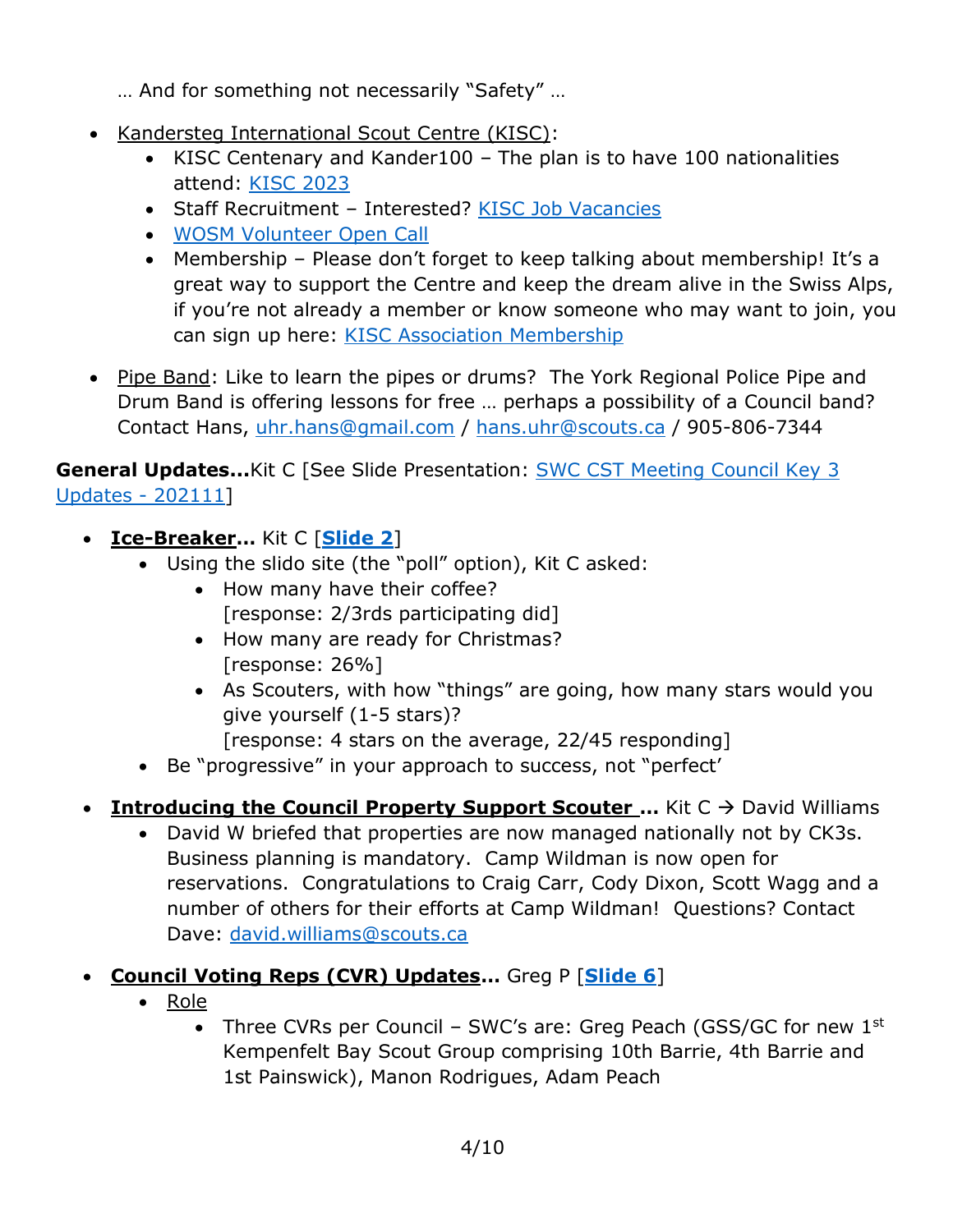… And for something not necessarily "Safety" …

- Kandersteg International Scout Centre (KISC):
    - KISC Centenary and Kander100 – The plan is to have 100 nationalities attend: KISC 2023
    - Staff Recruitment – Interested? KISC Job Vacancies
    - WOSM Volunteer Open Call
    - Membership – Please don't forget to keep talking about membership! It's a great way to support the Centre and keep the dream alive in the Swiss Alps, if you're not already a member or know someone who may want to join, you can sign up here: KISC Association Membership

- Pipe Band: Like to learn the pipes or drums? The York Regional Police Pipe and Drum Band is offering lessons for free … perhaps a possibility of a Council band? Contact Hans, uhr.hans@gmail.com / hans.uhr@scouts.ca / 905-806-7344

**General Updates…**Kit C [See Slide Presentation: SWC CST Meeting Council Key 3 Updates - 202111]

- **Ice-Breaker…** Kit C [**Slide 2**]
    - Using the slido site (the "poll" option), Kit C asked:
        - How many have their coffee?
          [response: 2/3rds participating did]
        - How many are ready for Christmas?
          [response: 26%]
        - As Scouters, with how "things" are going, how many stars would you give yourself (1-5 stars)?
          [response: 4 stars on the average, 22/45 responding]
    - Be "progressive" in your approach to success, not "perfect'

- **Introducing the Council Property Support Scouter …** Kit C → David Williams
    - David W briefed that properties are now managed nationally not by CK3s. Business planning is mandatory. Camp Wildman is now open for reservations. Congratulations to Craig Carr, Cody Dixon, Scott Wagg and a number of others for their efforts at Camp Wildman! Questions? Contact Dave: david.williams@scouts.ca

- **Council Voting Reps (CVR) Updates…** Greg P [**Slide 6**]
    - Role
        - Three CVRs per Council – SWC's are: Greg Peach (GSS/GC for new 1st Kempenfelt Bay Scout Group comprising 10th Barrie, 4th Barrie and 1st Painswick), Manon Rodrigues, Adam Peach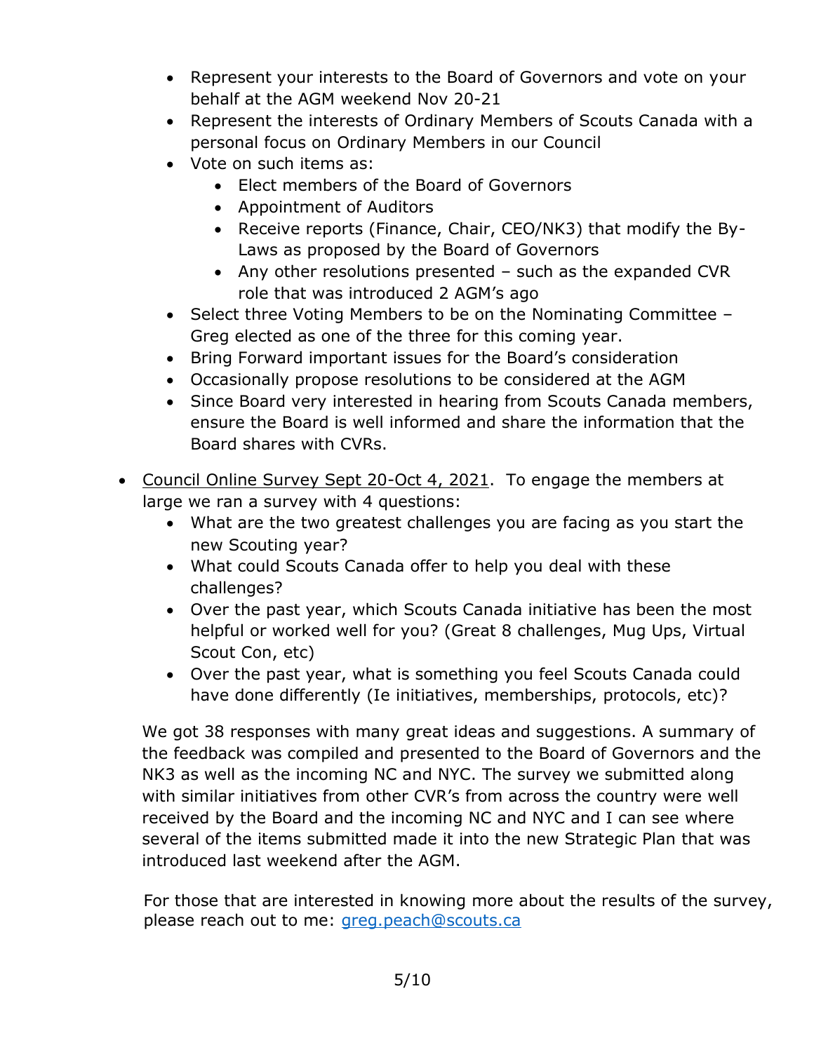- Represent your interests to the Board of Governors and vote on your behalf at the AGM weekend Nov 20-21
- Represent the interests of Ordinary Members of Scouts Canada with a personal focus on Ordinary Members in our Council
- Vote on such items as:
  - Elect members of the Board of Governors
  - Appointment of Auditors
  - Receive reports (Finance, Chair, CEO/NK3) that modify the By-Laws as proposed by the Board of Governors
  - Any other resolutions presented – such as the expanded CVR role that was introduced 2 AGM's ago
- Select three Voting Members to be on the Nominating Committee – Greg elected as one of the three for this coming year.
- Bring Forward important issues for the Board's consideration
- Occasionally propose resolutions to be considered at the AGM
- Since Board very interested in hearing from Scouts Canada members, ensure the Board is well informed and share the information that the Board shares with CVRs.

- Council Online Survey Sept 20-Oct 4, 2021. To engage the members at large we ran a survey with 4 questions:
  - What are the two greatest challenges you are facing as you start the new Scouting year?
  - What could Scouts Canada offer to help you deal with these challenges?
  - Over the past year, which Scouts Canada initiative has been the most helpful or worked well for you? (Great 8 challenges, Mug Ups, Virtual Scout Con, etc)
  - Over the past year, what is something you feel Scouts Canada could have done differently (Ie initiatives, memberships, protocols, etc)?

  We got 38 responses with many great ideas and suggestions. A summary of the feedback was compiled and presented to the Board of Governors and the NK3 as well as the incoming NC and NYC. The survey we submitted along with similar initiatives from other CVR's from across the country were well received by the Board and the incoming NC and NYC and I can see where several of the items submitted made it into the new Strategic Plan that was introduced last weekend after the AGM.

  For those that are interested in knowing more about the results of the survey, please reach out to me: greg.peach@scouts.ca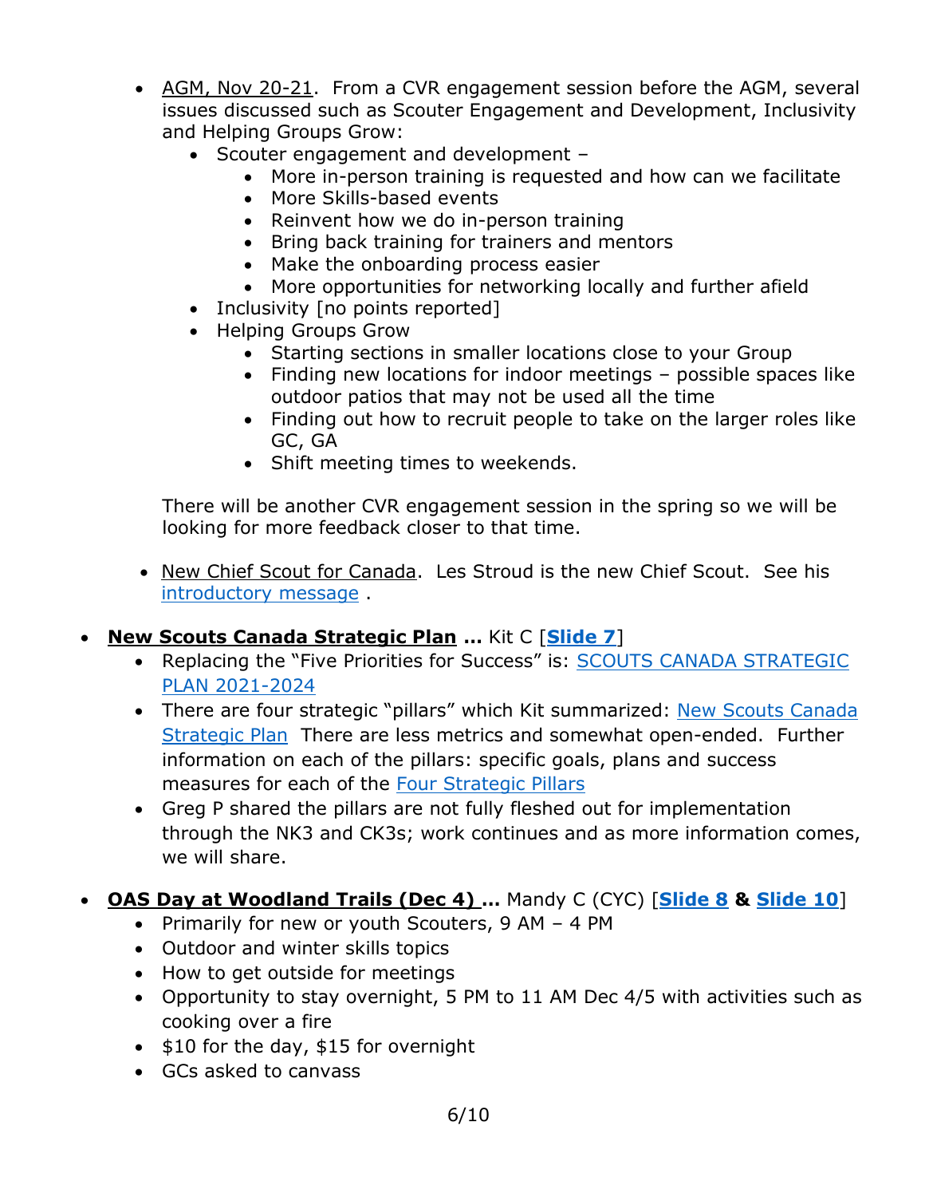- AGM, Nov 20-21. From a CVR engagement session before the AGM, several issues discussed such as Scouter Engagement and Development, Inclusivity and Helping Groups Grow:
    - Scouter engagement and development –
        - More in-person training is requested and how can we facilitate
        - More Skills-based events
        - Reinvent how we do in-person training
        - Bring back training for trainers and mentors
        - Make the onboarding process easier
        - More opportunities for networking locally and further afield
    - Inclusivity [no points reported]
    - Helping Groups Grow
        - Starting sections in smaller locations close to your Group
        - Finding new locations for indoor meetings – possible spaces like outdoor patios that may not be used all the time
        - Finding out how to recruit people to take on the larger roles like GC, GA
        - Shift meeting times to weekends.

    There will be another CVR engagement session in the spring so we will be looking for more feedback closer to that time.

- New Chief Scout for Canada. Les Stroud is the new Chief Scout. See his introductory message .

- **New Scouts Canada Strategic Plan …** Kit C [**Slide 7**]
    - Replacing the "Five Priorities for Success" is: SCOUTS CANADA STRATEGIC PLAN 2021-2024
    - There are four strategic "pillars" which Kit summarized: New Scouts Canada Strategic Plan There are less metrics and somewhat open-ended. Further information on each of the pillars: specific goals, plans and success measures for each of the Four Strategic Pillars
    - Greg P shared the pillars are not fully fleshed out for implementation through the NK3 and CK3s; work continues and as more information comes, we will share.

- **OAS Day at Woodland Trails (Dec 4) …** Mandy C (CYC) [**Slide 8** & **Slide 10**]
    - Primarily for new or youth Scouters, 9 AM – 4 PM
    - Outdoor and winter skills topics
    - How to get outside for meetings
    - Opportunity to stay overnight, 5 PM to 11 AM Dec 4/5 with activities such as cooking over a fire
    - $10 for the day, $15 for overnight
    - GCs asked to canvass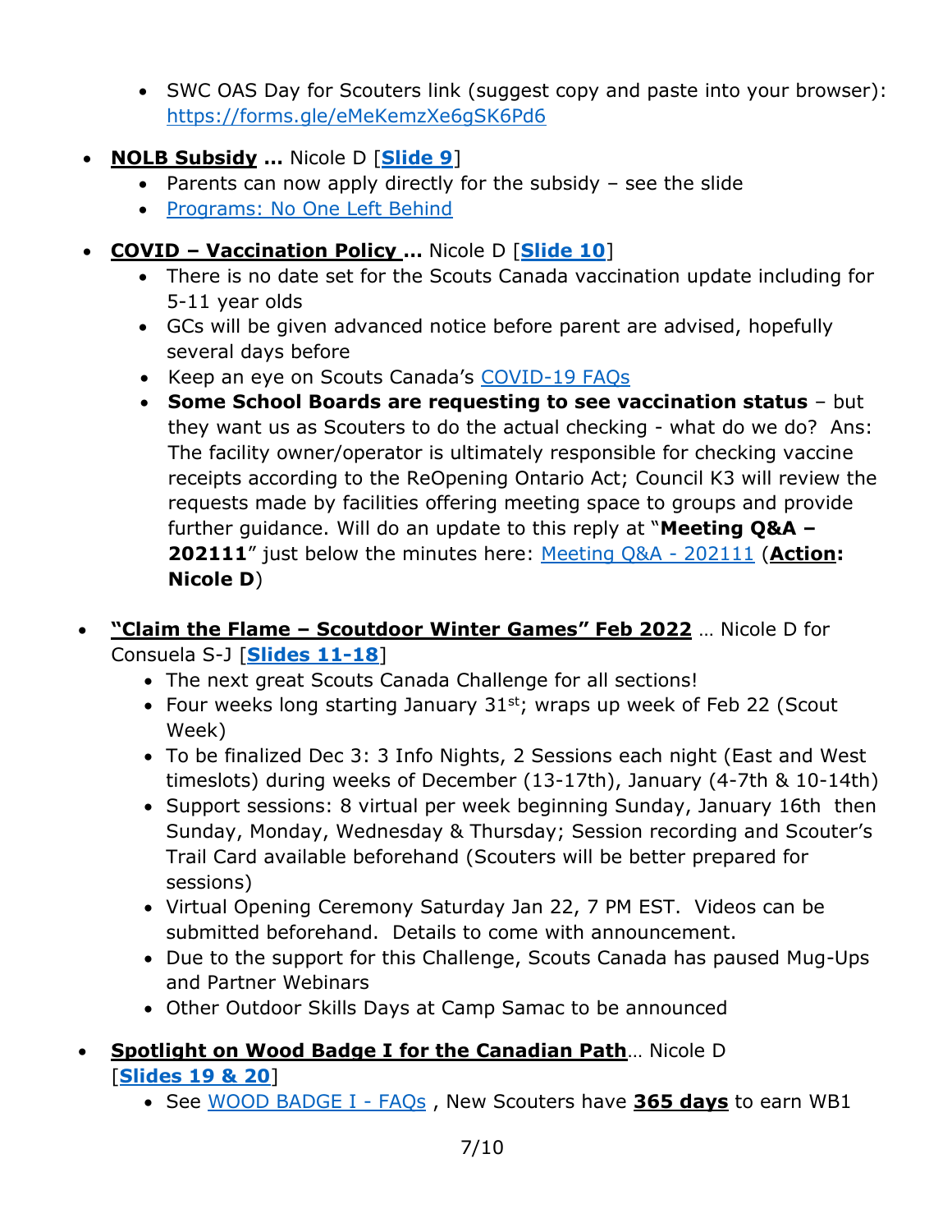- SWC OAS Day for Scouters link (suggest copy and paste into your browser): [https://forms.gle/eMeKemzXe6gSK6Pd6](https://forms.gle/eMeKemzXe6gSK6Pd6)

- **NOLB Subsidy ...** Nicole D [**Slide 9**]
  - Parents can now apply directly for the subsidy – see the slide
  - Programs: No One Left Behind

- **COVID – Vaccination Policy ...** Nicole D [**Slide 10**]
  - There is no date set for the Scouts Canada vaccination update including for 5-11 year olds
  - GCs will be given advanced notice before parent are advised, hopefully several days before
  - Keep an eye on Scouts Canada's COVID-19 FAQs
  - **Some School Boards are requesting to see vaccination status** – but they want us as Scouters to do the actual checking - what do we do? Ans: The facility owner/operator is ultimately responsible for checking vaccine receipts according to the ReOpening Ontario Act; Council K3 will review the requests made by facilities offering meeting space to groups and provide further guidance. Will do an update to this reply at "**Meeting Q&A – 202111**" just below the minutes here: Meeting Q&A - 202111 (**Action: Nicole D**)

- **"Claim the Flame – Scoutdoor Winter Games" Feb 2022** … Nicole D for Consuela S-J [**Slides 11-18**]
  - The next great Scouts Canada Challenge for all sections!
  - Four weeks long starting January 31st; wraps up week of Feb 22 (Scout Week)
  - To be finalized Dec 3: 3 Info Nights, 2 Sessions each night (East and West timeslots) during weeks of December (13-17th), January (4-7th & 10-14th)
  - Support sessions: 8 virtual per week beginning Sunday, January 16th then Sunday, Monday, Wednesday & Thursday; Session recording and Scouter's Trail Card available beforehand (Scouters will be better prepared for sessions)
  - Virtual Opening Ceremony Saturday Jan 22, 7 PM EST. Videos can be submitted beforehand. Details to come with announcement.
  - Due to the support for this Challenge, Scouts Canada has paused Mug-Ups and Partner Webinars
  - Other Outdoor Skills Days at Camp Samac to be announced

- **Spotlight on Wood Badge I for the Canadian Path**… Nicole D [**Slides 19 & 20**]
  - See WOOD BADGE I - FAQs , New Scouters have **365 days** to earn WB1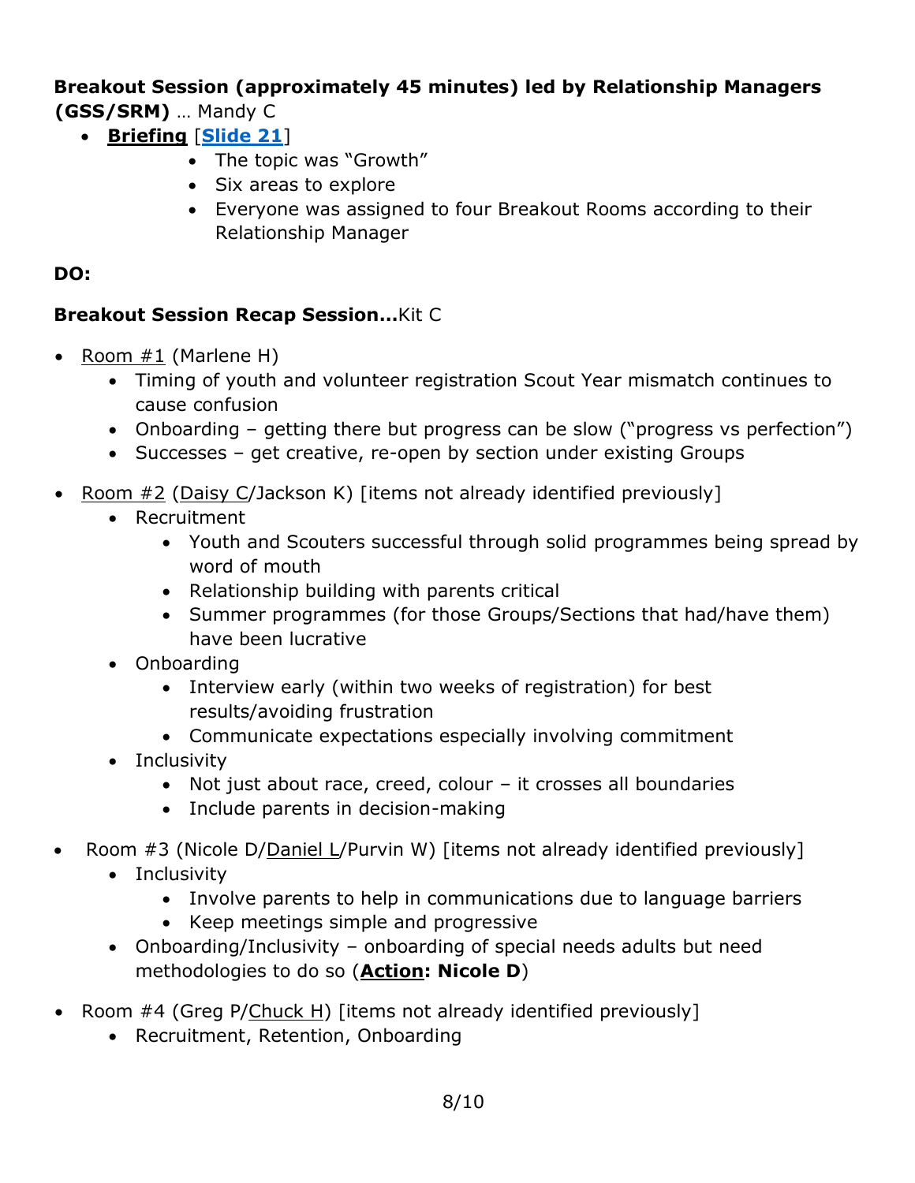**Breakout Session (approximately 45 minutes) led by Relationship Managers (GSS/SRM)** … Mandy C

- **Briefing** [**Slide 21**]
  - The topic was "Growth"
  - Six areas to explore
  - Everyone was assigned to four Breakout Rooms according to their Relationship Manager

**DO:**

**Breakout Session Recap Session…**Kit C

- Room #1 (Marlene H)
  - Timing of youth and volunteer registration Scout Year mismatch continues to cause confusion
  - Onboarding – getting there but progress can be slow ("progress vs perfection")
  - Successes – get creative, re-open by section under existing Groups
- Room #2 (Daisy C/Jackson K) [items not already identified previously]
  - Recruitment
    - Youth and Scouters successful through solid programmes being spread by word of mouth
    - Relationship building with parents critical
    - Summer programmes (for those Groups/Sections that had/have them) have been lucrative
  - Onboarding
    - Interview early (within two weeks of registration) for best results/avoiding frustration
    - Communicate expectations especially involving commitment
  - Inclusivity
    - Not just about race, creed, colour – it crosses all boundaries
    - Include parents in decision-making
- Room #3 (Nicole D/Daniel L/Purvin W) [items not already identified previously]
  - Inclusivity
    - Involve parents to help in communications due to language barriers
    - Keep meetings simple and progressive
  - Onboarding/Inclusivity – onboarding of special needs adults but need methodologies to do so (**Action: Nicole D**)
- Room #4 (Greg P/Chuck H) [items not already identified previously]
  - Recruitment, Retention, Onboarding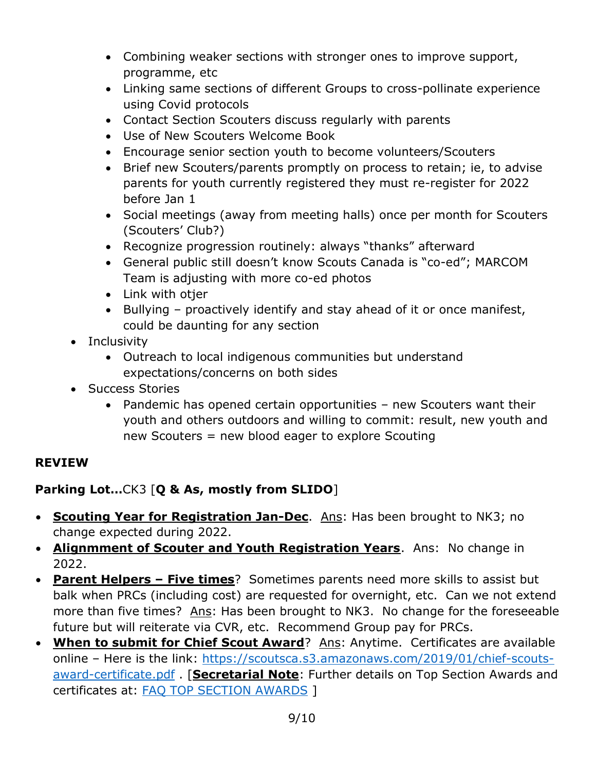- Combining weaker sections with stronger ones to improve support, programme, etc
  - Linking same sections of different Groups to cross-pollinate experience using Covid protocols
  - Contact Section Scouters discuss regularly with parents
  - Use of New Scouters Welcome Book
  - Encourage senior section youth to become volunteers/Scouters
  - Brief new Scouters/parents promptly on process to retain; ie, to advise parents for youth currently registered they must re-register for 2022 before Jan 1
  - Social meetings (away from meeting halls) once per month for Scouters (Scouters' Club?)
  - Recognize progression routinely: always "thanks" afterward
  - General public still doesn't know Scouts Canada is "co-ed"; MARCOM Team is adjusting with more co-ed photos
  - Link with otjer
  - Bullying – proactively identify and stay ahead of it or once manifest, could be daunting for any section
- Inclusivity
  - Outreach to local indigenous communities but understand expectations/concerns on both sides
- Success Stories
  - Pandemic has opened certain opportunities – new Scouters want their youth and others outdoors and willing to commit: result, new youth and new Scouters = new blood eager to explore Scouting

**REVIEW**

**Parking Lot…**CK3 [**Q & As, mostly from SLIDO**]

- **Scouting Year for Registration Jan-Dec**. Ans: Has been brought to NK3; no change expected during 2022.
- **Alignmment of Scouter and Youth Registration Years**. Ans: No change in 2022.
- **Parent Helpers – Five times**? Sometimes parents need more skills to assist but balk when PRCs (including cost) are requested for overnight, etc. Can we not extend more than five times? Ans: Has been brought to NK3. No change for the foreseeable future but will reiterate via CVR, etc. Recommend Group pay for PRCs.
- **When to submit for Chief Scout Award**? Ans: Anytime. Certificates are available online – Here is the link: https://scoutsca.s3.amazonaws.com/2019/01/chief-scouts-award-certificate.pdf . [**Secretarial Note**: Further details on Top Section Awards and certificates at: FAQ TOP SECTION AWARDS ]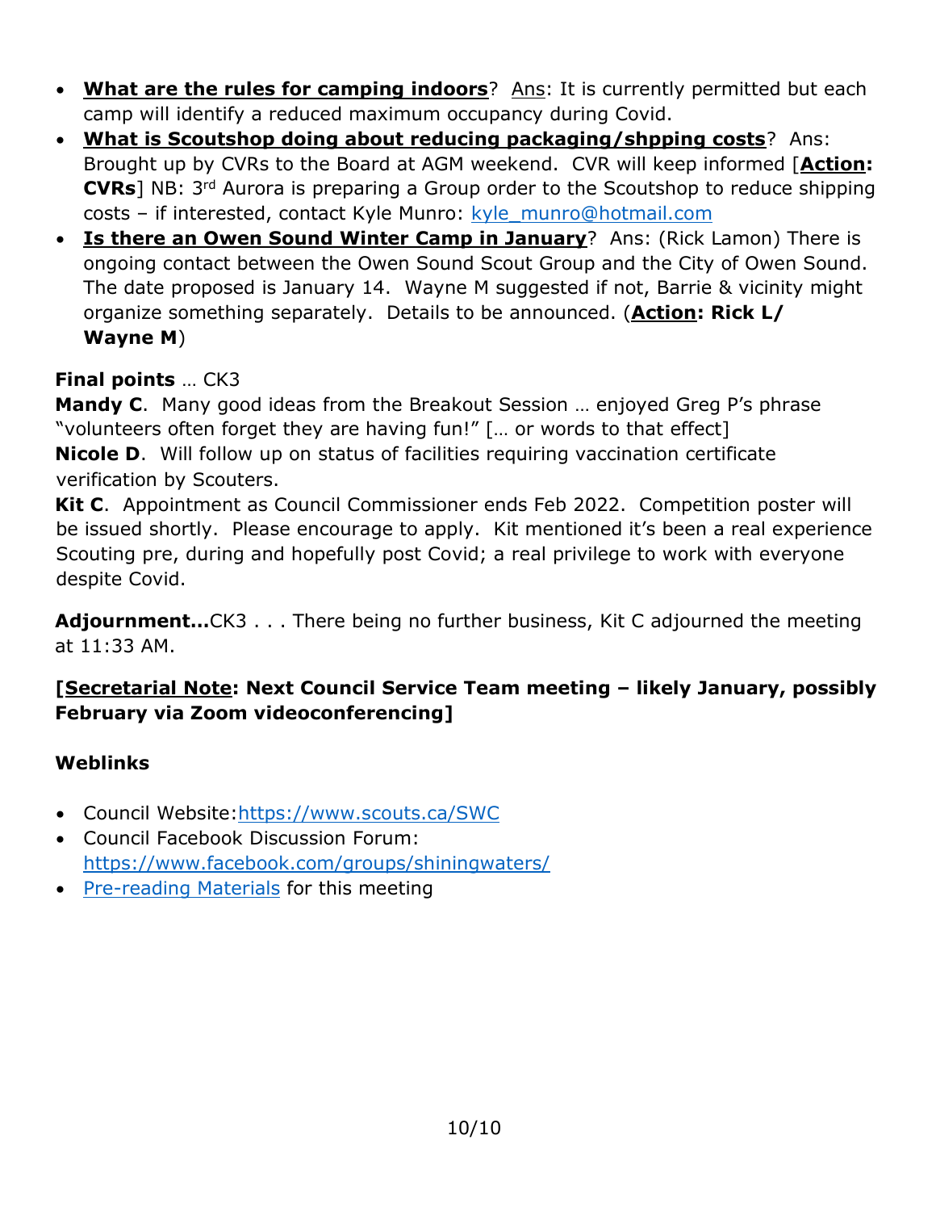- **What are the rules for camping indoors**? Ans: It is currently permitted but each camp will identify a reduced maximum occupancy during Covid.
- **What is Scoutshop doing about reducing packaging/shpping costs**? Ans: Brought up by CVRs to the Board at AGM weekend. CVR will keep informed [**Action: CVRs**] NB: 3rd Aurora is preparing a Group order to the Scoutshop to reduce shipping costs – if interested, contact Kyle Munro: kyle_munro@hotmail.com
- **Is there an Owen Sound Winter Camp in January**? Ans: (Rick Lamon) There is ongoing contact between the Owen Sound Scout Group and the City of Owen Sound. The date proposed is January 14. Wayne M suggested if not, Barrie & vicinity might organize something separately. Details to be announced. (**Action: Rick L/ Wayne M**)

**Final points** … CK3

**Mandy C**. Many good ideas from the Breakout Session … enjoyed Greg P's phrase "volunteers often forget they are having fun!" [… or words to that effect]

**Nicole D**. Will follow up on status of facilities requiring vaccination certificate verification by Scouters.

**Kit C**. Appointment as Council Commissioner ends Feb 2022. Competition poster will be issued shortly. Please encourage to apply. Kit mentioned it's been a real experience Scouting pre, during and hopefully post Covid; a real privilege to work with everyone despite Covid.

**Adjournment…**CK3 . . . There being no further business, Kit C adjourned the meeting at 11:33 AM.

**[Secretarial Note: Next Council Service Team meeting – likely January, possibly February via Zoom videoconferencing]**

**Weblinks**

- Council Website:https://www.scouts.ca/SWC
- Council Facebook Discussion Forum: https://www.facebook.com/groups/shiningwaters/
- Pre-reading Materials for this meeting